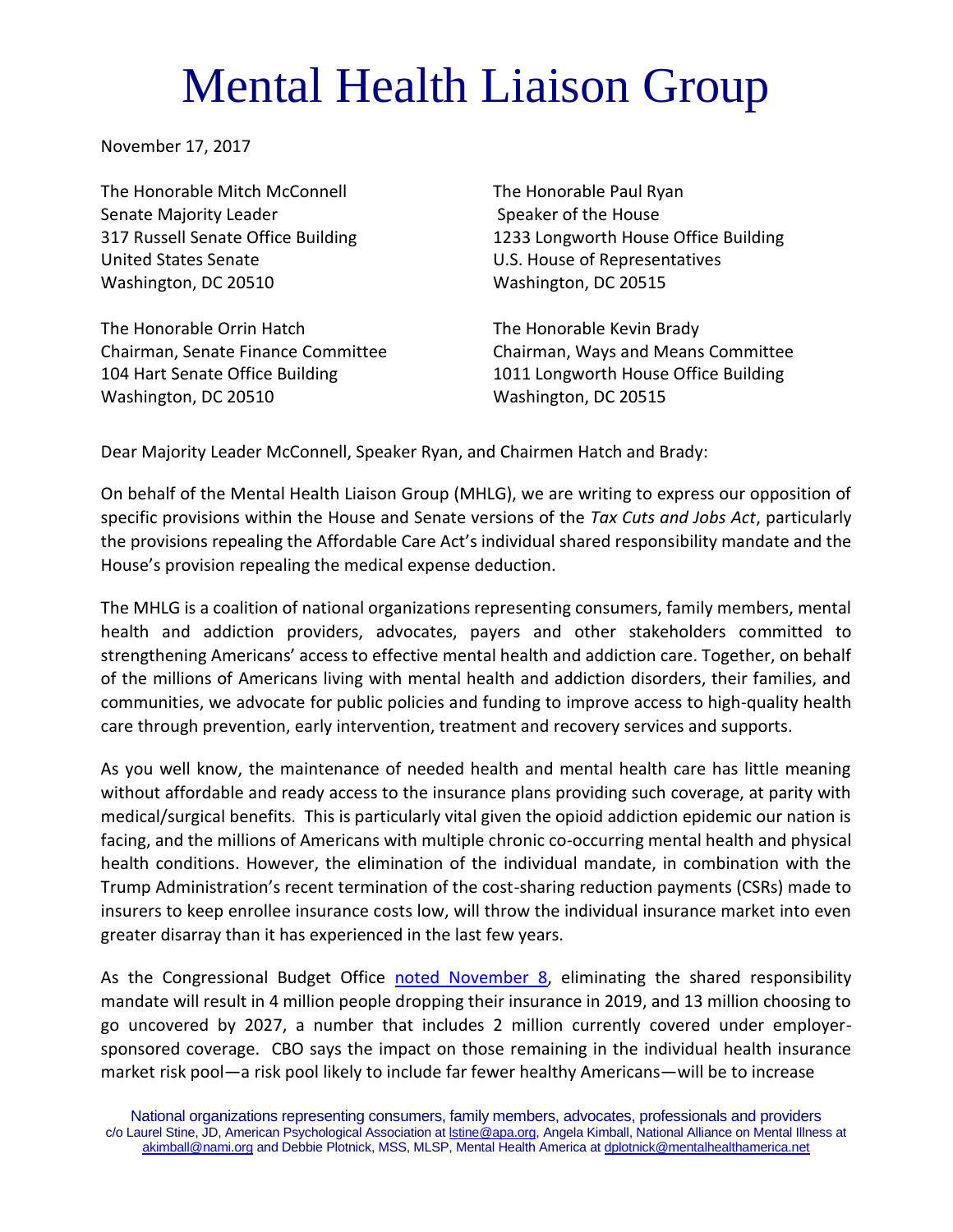# Mental Health Liaison Group

November 17, 2017

The Honorable Mitch McConnell
Senate Majority Leader
317 Russell Senate Office Building
United States Senate
Washington, DC 20510

The Honorable Paul Ryan
Speaker of the House
1233 Longworth House Office Building
U.S. House of Representatives
Washington, DC 20515

The Honorable Orrin Hatch
Chairman, Senate Finance Committee
104 Hart Senate Office Building
Washington, DC 20510

The Honorable Kevin Brady
Chairman, Ways and Means Committee
1011 Longworth House Office Building
Washington, DC 20515

Dear Majority Leader McConnell, Speaker Ryan, and Chairmen Hatch and Brady:

On behalf of the Mental Health Liaison Group (MHLG), we are writing to express our opposition of specific provisions within the House and Senate versions of the *Tax Cuts and Jobs Act*, particularly the provisions repealing the Affordable Care Act's individual shared responsibility mandate and the House's provision repealing the medical expense deduction.

The MHLG is a coalition of national organizations representing consumers, family members, mental health and addiction providers, advocates, payers and other stakeholders committed to strengthening Americans' access to effective mental health and addiction care. Together, on behalf of the millions of Americans living with mental health and addiction disorders, their families, and communities, we advocate for public policies and funding to improve access to high-quality health care through prevention, early intervention, treatment and recovery services and supports.

As you well know, the maintenance of needed health and mental health care has little meaning without affordable and ready access to the insurance plans providing such coverage, at parity with medical/surgical benefits. This is particularly vital given the opioid addiction epidemic our nation is facing, and the millions of Americans with multiple chronic co-occurring mental health and physical health conditions. However, the elimination of the individual mandate, in combination with the Trump Administration's recent termination of the cost-sharing reduction payments (CSRs) made to insurers to keep enrollee insurance costs low, will throw the individual insurance market into even greater disarray than it has experienced in the last few years.

As the Congressional Budget Office [noted November 8](), eliminating the shared responsibility mandate will result in 4 million people dropping their insurance in 2019, and 13 million choosing to go uncovered by 2027, a number that includes 2 million currently covered under employer-sponsored coverage. CBO says the impact on those remaining in the individual health insurance market risk pool—a risk pool likely to include far fewer healthy Americans—will be to increase

National organizations representing consumers, family members, advocates, professionals and providers
c/o Laurel Stine, JD, American Psychological Association at lstine@apa.org, Angela Kimball, National Alliance on Mental Illness at akimball@nami.org and Debbie Plotnick, MSS, MLSP, Mental Health America at dplotnick@mentalhealthamerica.net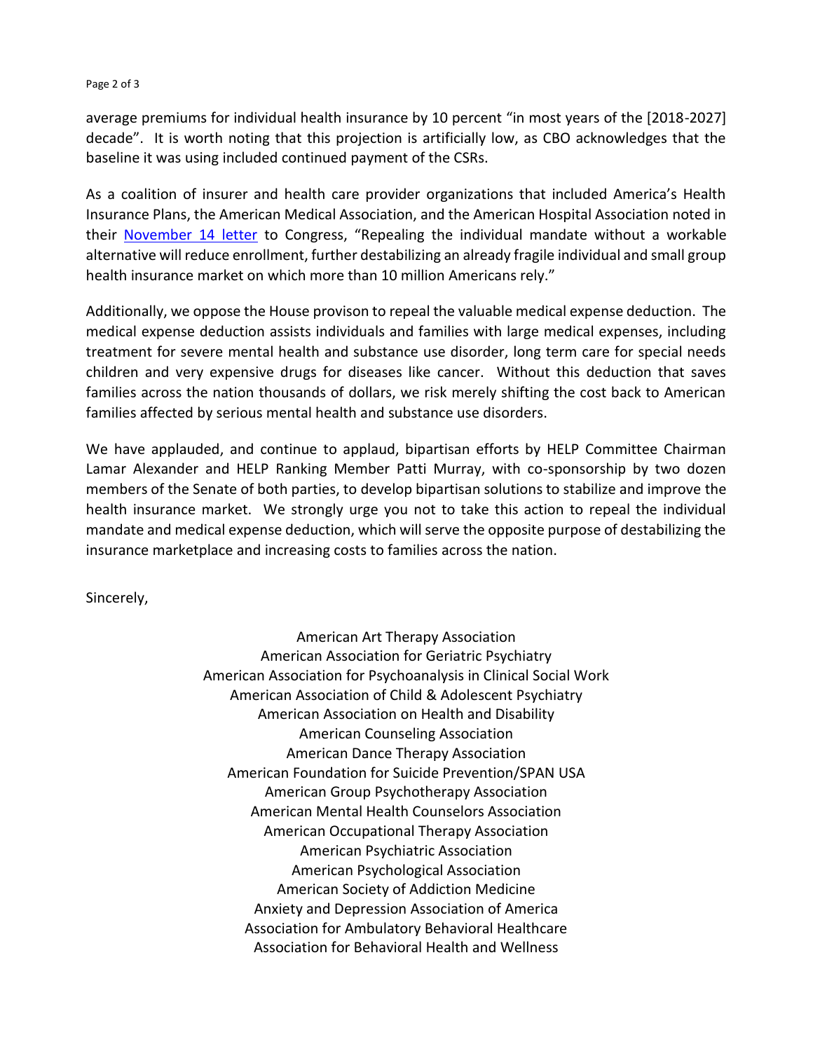average premiums for individual health insurance by 10 percent "in most years of the [2018-2027] decade". It is worth noting that this projection is artificially low, as CBO acknowledges that the baseline it was using included continued payment of the CSRs.

As a coalition of insurer and health care provider organizations that included America's Health Insurance Plans, the American Medical Association, and the American Hospital Association noted in their November 14 letter to Congress, "Repealing the individual mandate without a workable alternative will reduce enrollment, further destabilizing an already fragile individual and small group health insurance market on which more than 10 million Americans rely."

Additionally, we oppose the House provison to repeal the valuable medical expense deduction. The medical expense deduction assists individuals and families with large medical expenses, including treatment for severe mental health and substance use disorder, long term care for special needs children and very expensive drugs for diseases like cancer. Without this deduction that saves families across the nation thousands of dollars, we risk merely shifting the cost back to American families affected by serious mental health and substance use disorders.

We have applauded, and continue to applaud, bipartisan efforts by HELP Committee Chairman Lamar Alexander and HELP Ranking Member Patti Murray, with co-sponsorship by two dozen members of the Senate of both parties, to develop bipartisan solutions to stabilize and improve the health insurance market. We strongly urge you not to take this action to repeal the individual mandate and medical expense deduction, which will serve the opposite purpose of destabilizing the insurance marketplace and increasing costs to families across the nation.

Sincerely,

American Art Therapy Association
American Association for Geriatric Psychiatry
American Association for Psychoanalysis in Clinical Social Work
American Association of Child & Adolescent Psychiatry
American Association on Health and Disability
American Counseling Association
American Dance Therapy Association
American Foundation for Suicide Prevention/SPAN USA
American Group Psychotherapy Association
American Mental Health Counselors Association
American Occupational Therapy Association
American Psychiatric Association
American Psychological Association
American Society of Addiction Medicine
Anxiety and Depression Association of America
Association for Ambulatory Behavioral Healthcare
Association for Behavioral Health and Wellness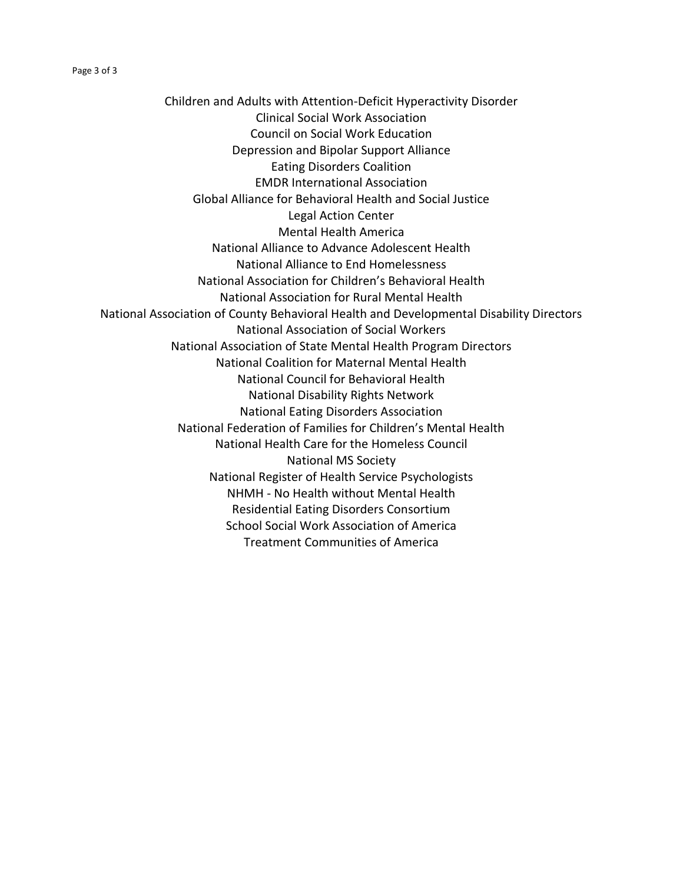Children and Adults with Attention-Deficit Hyperactivity Disorder
Clinical Social Work Association
Council on Social Work Education
Depression and Bipolar Support Alliance
Eating Disorders Coalition
EMDR International Association
Global Alliance for Behavioral Health and Social Justice
Legal Action Center
Mental Health America
National Alliance to Advance Adolescent Health
National Alliance to End Homelessness
National Association for Children's Behavioral Health
National Association for Rural Mental Health
National Association of County Behavioral Health and Developmental Disability Directors
National Association of Social Workers
National Association of State Mental Health Program Directors
National Coalition for Maternal Mental Health
National Council for Behavioral Health
National Disability Rights Network
National Eating Disorders Association
National Federation of Families for Children's Mental Health
National Health Care for the Homeless Council
National MS Society
National Register of Health Service Psychologists
NHMH - No Health without Mental Health
Residential Eating Disorders Consortium
School Social Work Association of America
Treatment Communities of America